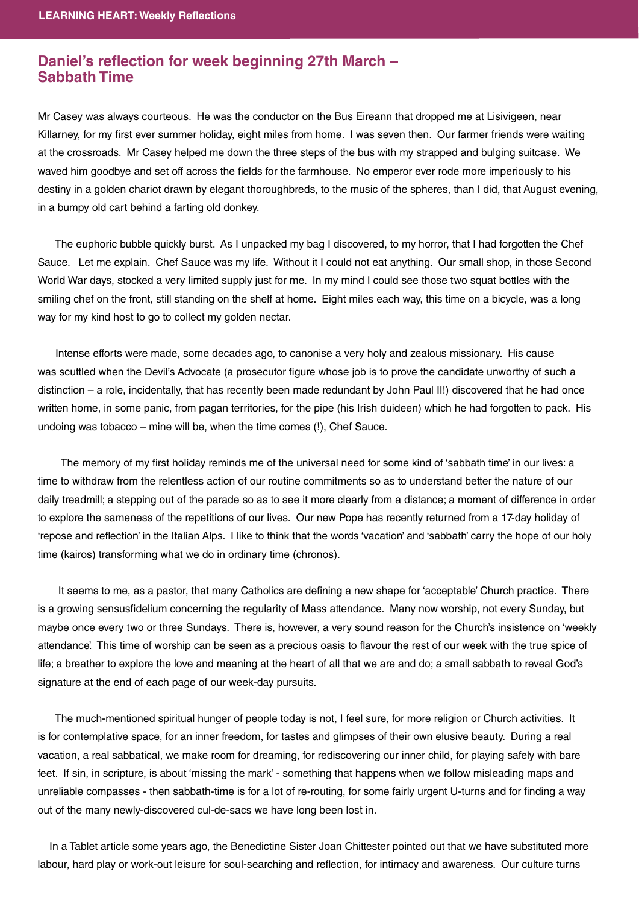## Daniel's reflection for week beginning 27th March – Sabbath Time

Mr Casey was always courteous. He was the conductor on the Bus Eireann that dropped me at Lisivigeen, near Killarney, for my first ever summer holiday, eight miles from home. I was seven then. Our farmer friends were waiting at the crossroads. Mr Casey helped me down the three steps of the bus with my strapped and bulging suitcase. We waved him goodbye and set off across the fields for the farmhouse. No emperor ever rode more imperiously to his destiny in a golden chariot drawn by elegant thoroughbreds, to the music of the spheres, than I did, that August evening, in a bumpy old cart behind a farting old donkey.

The euphoric bubble quickly burst. As I unpacked my bag I discovered, to my horror, that I had forgotten the Chef Sauce. Let me explain. Chef Sauce was my life. Without it I could not eat anything. Our small shop, in those Second World War days, stocked a very limited supply just for me. In my mind I could see those two squat bottles with the smiling chef on the front, still standing on the shelf at home. Eight miles each way, this time on a bicycle, was a long way for my kind host to go to collect my golden nectar.

Intense efforts were made, some decades ago, to canonise a very holy and zealous missionary. His cause was scuttled when the Devil's Advocate (a prosecutor figure whose job is to prove the candidate unworthy of such a distinction – a role, incidentally, that has recently been made redundant by John Paul II!) discovered that he had once written home, in some panic, from pagan territories, for the pipe (his Irish duideen) which he had forgotten to pack. His undoing was tobacco – mine will be, when the time comes (!), Chef Sauce.

The memory of my first holiday reminds me of the universal need for some kind of 'sabbath time' in our lives: a time to withdraw from the relentless action of our routine commitments so as to understand better the nature of our daily treadmill; a stepping out of the parade so as to see it more clearly from a distance; a moment of difference in order to explore the sameness of the repetitions of our lives. Our new Pope has recently returned from a 17-day holiday of 'repose and reflection' in the Italian Alps. I like to think that the words 'vacation' and 'sabbath' carry the hope of our holy time (kairos) transforming what we do in ordinary time (chronos).

It seems to me, as a pastor, that many Catholics are defining a new shape for 'acceptable' Church practice. There is a growing sensusfidelium concerning the regularity of Mass attendance. Many now worship, not every Sunday, but maybe once every two or three Sundays. There is, however, a very sound reason for the Church's insistence on 'weekly attendance'. This time of worship can be seen as a precious oasis to flavour the rest of our week with the true spice of life; a breather to explore the love and meaning at the heart of all that we are and do; a small sabbath to reveal God's signature at the end of each page of our week-day pursuits.

The much-mentioned spiritual hunger of people today is not, I feel sure, for more religion or Church activities. It is for contemplative space, for an inner freedom, for tastes and glimpses of their own elusive beauty. During a real vacation, a real sabbatical, we make room for dreaming, for rediscovering our inner child, for playing safely with bare feet. If sin, in scripture, is about 'missing the mark' - something that happens when we follow misleading maps and unreliable compasses - then sabbath-time is for a lot of re-routing, for some fairly urgent U-turns and for finding a way out of the many newly-discovered cul-de-sacs we have long been lost in.

In a Tablet article some years ago, the Benedictine Sister Joan Chittester pointed out that we have substituted more labour, hard play or work-out leisure for soul-searching and reflection, for intimacy and awareness. Our culture turns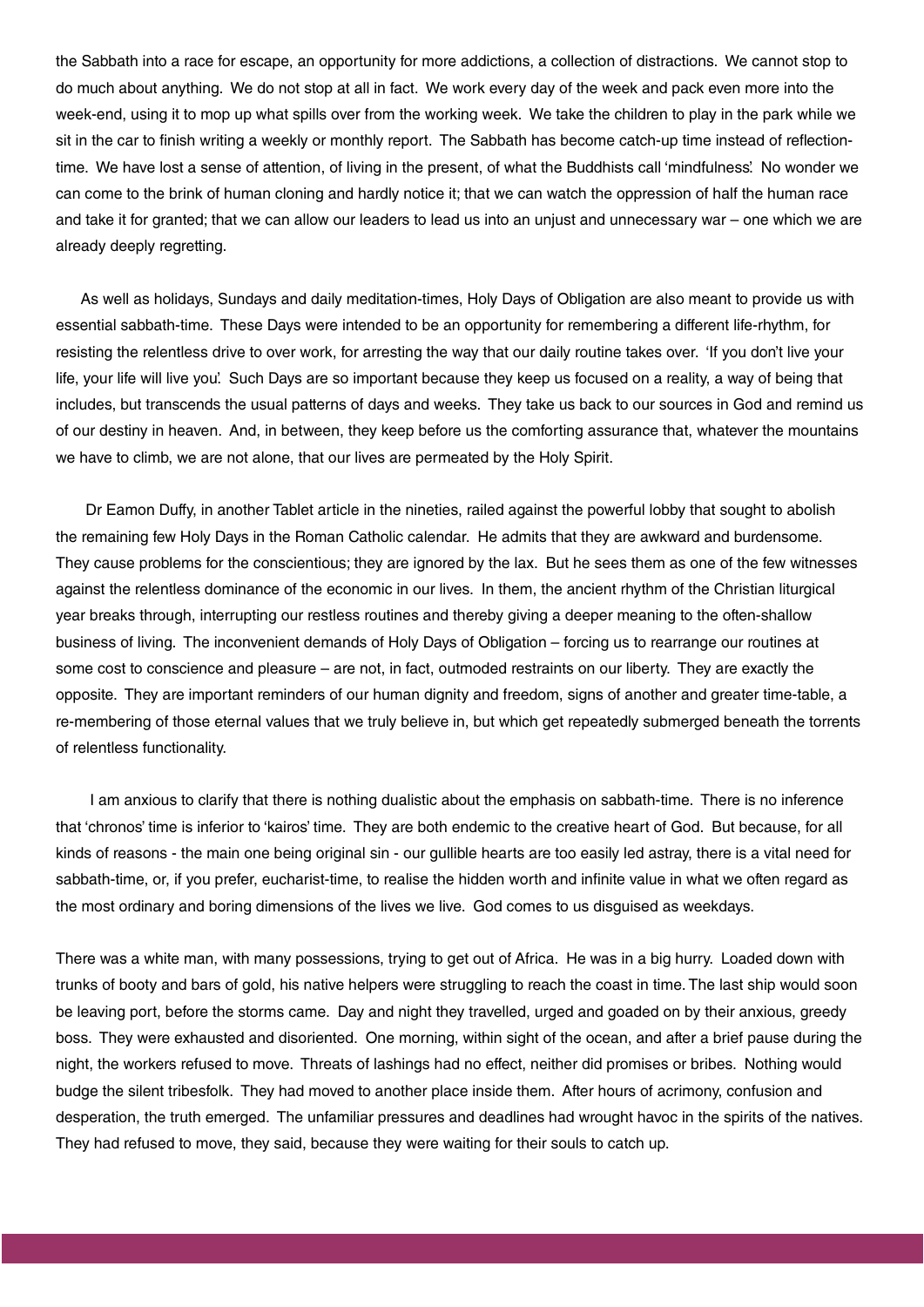the Sabbath into a race for escape, an opportunity for more addictions, a collection of distractions. We cannot stop to do much about anything. We do not stop at all in fact. We work every day of the week and pack even more into the week-end, using it to mop up what spills over from the working week. We take the children to play in the park while we sit in the car to finish writing a weekly or monthly report. The Sabbath has become catch-up time instead of reflection-time. We have lost a sense of attention, of living in the present, of what the Buddhists call 'mindfulness'. No wonder we can come to the brink of human cloning and hardly notice it; that we can watch the oppression of half the human race and take it for granted; that we can allow our leaders to lead us into an unjust and unnecessary war – one which we are already deeply regretting.

As well as holidays, Sundays and daily meditation-times, Holy Days of Obligation are also meant to provide us with essential sabbath-time. These Days were intended to be an opportunity for remembering a different life-rhythm, for resisting the relentless drive to over work, for arresting the way that our daily routine takes over. 'If you don't live your life, your life will live you'. Such Days are so important because they keep us focused on a reality, a way of being that includes, but transcends the usual patterns of days and weeks. They take us back to our sources in God and remind us of our destiny in heaven. And, in between, they keep before us the comforting assurance that, whatever the mountains we have to climb, we are not alone, that our lives are permeated by the Holy Spirit.

Dr Eamon Duffy, in another Tablet article in the nineties, railed against the powerful lobby that sought to abolish the remaining few Holy Days in the Roman Catholic calendar. He admits that they are awkward and burdensome. They cause problems for the conscientious; they are ignored by the lax. But he sees them as one of the few witnesses against the relentless dominance of the economic in our lives. In them, the ancient rhythm of the Christian liturgical year breaks through, interrupting our restless routines and thereby giving a deeper meaning to the often-shallow business of living. The inconvenient demands of Holy Days of Obligation – forcing us to rearrange our routines at some cost to conscience and pleasure – are not, in fact, outmoded restraints on our liberty. They are exactly the opposite. They are important reminders of our human dignity and freedom, signs of another and greater time-table, a re-membering of those eternal values that we truly believe in, but which get repeatedly submerged beneath the torrents of relentless functionality.

I am anxious to clarify that there is nothing dualistic about the emphasis on sabbath-time. There is no inference that 'chronos' time is inferior to 'kairos' time. They are both endemic to the creative heart of God. But because, for all kinds of reasons - the main one being original sin - our gullible hearts are too easily led astray, there is a vital need for sabbath-time, or, if you prefer, eucharist-time, to realise the hidden worth and infinite value in what we often regard as the most ordinary and boring dimensions of the lives we live. God comes to us disguised as weekdays.

There was a white man, with many possessions, trying to get out of Africa. He was in a big hurry. Loaded down with trunks of booty and bars of gold, his native helpers were struggling to reach the coast in time. The last ship would soon be leaving port, before the storms came. Day and night they travelled, urged and goaded on by their anxious, greedy boss. They were exhausted and disoriented. One morning, within sight of the ocean, and after a brief pause during the night, the workers refused to move. Threats of lashings had no effect, neither did promises or bribes. Nothing would budge the silent tribesfolk. They had moved to another place inside them. After hours of acrimony, confusion and desperation, the truth emerged. The unfamiliar pressures and deadlines had wrought havoc in the spirits of the natives. They had refused to move, they said, because they were waiting for their souls to catch up.